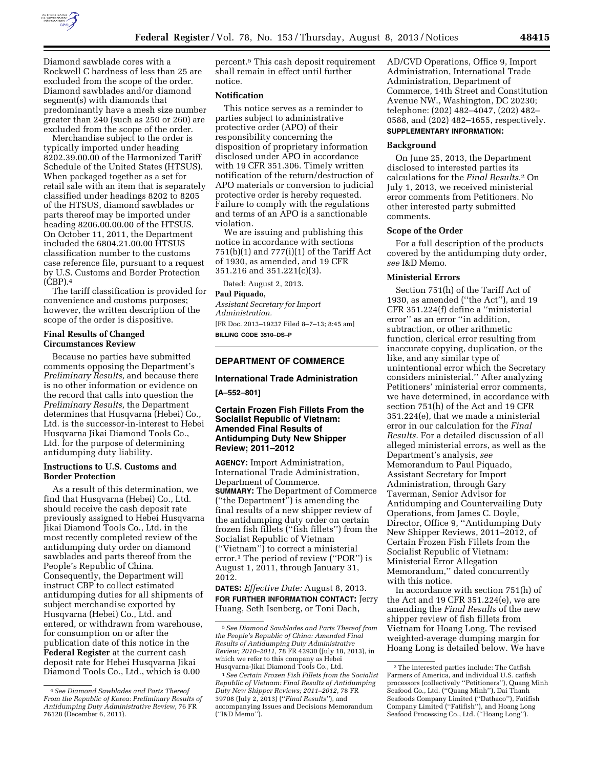Diamond sawblade cores with a Rockwell C hardness of less than 25 are excluded from the scope of the order. Diamond sawblades and/or diamond segment(s) with diamonds that predominantly have a mesh size number greater than 240 (such as 250 or 260) are excluded from the scope of the order.

Merchandise subject to the order is typically imported under heading 8202.39.00.00 of the Harmonized Tariff Schedule of the United States (HTSUS). When packaged together as a set for retail sale with an item that is separately classified under headings 8202 to 8205 of the HTSUS, diamond sawblades or parts thereof may be imported under heading 8206.00.00.00 of the HTSUS. On October 11, 2011, the Department included the 6804.21.00.00 HTSUS classification number to the customs case reference file, pursuant to a request by U.S. Customs and Border Protection (CBP).[4]

The tariff classification is provided for convenience and customs purposes; however, the written description of the scope of the order is dispositive.

### Final Results of Changed Circumstances Review

Because no parties have submitted comments opposing the Department's *Preliminary Results,* and because there is no other information or evidence on the record that calls into question the *Preliminary Results,* the Department determines that Husqvarna (Hebei) Co., Ltd. is the successor-in-interest to Hebei Husqvarna Jikai Diamond Tools Co., Ltd. for the purpose of determining antidumping duty liability.

### Instructions to U.S. Customs and Border Protection

As a result of this determination, we find that Husqvarna (Hebei) Co., Ltd. should receive the cash deposit rate previously assigned to Hebei Husqvarna Jikai Diamond Tools Co., Ltd. in the most recently completed review of the antidumping duty order on diamond sawblades and parts thereof from the People's Republic of China. Consequently, the Department will instruct CBP to collect estimated antidumping duties for all shipments of subject merchandise exported by Husqvarna (Hebei) Co., Ltd. and entered, or withdrawn from warehouse, for consumption on or after the publication date of this notice in the **Federal Register** at the current cash deposit rate for Hebei Husqvarna Jikai Diamond Tools Co., Ltd., which is 0.00 percent.[5] This cash deposit requirement shall remain in effect until further notice.

### Notification

This notice serves as a reminder to parties subject to administrative protective order (APO) of their responsibility concerning the disposition of proprietary information disclosed under APO in accordance with 19 CFR 351.306. Timely written notification of the return/destruction of APO materials or conversion to judicial protective order is hereby requested. Failure to comply with the regulations and terms of an APO is a sanctionable violation.

We are issuing and publishing this notice in accordance with sections 751(b)(1) and 777(i)(1) of the Tariff Act of 1930, as amended, and 19 CFR 351.216 and 351.221(c)(3).

Dated: August 2, 2013.

**Paul Piquado,**

*Assistant Secretary for Import Administration.*

[FR Doc. 2013–19237 Filed 8–7–13; 8:45 am]

**BILLING CODE 3510–DS–P**

[4] *See Diamond Sawblades and Parts Thereof From the Republic of Korea: Preliminary Results of Antidumping Duty Administrative Review,* 76 FR 76128 (December 6, 2011).

[5] *See Diamond Sawblades and Parts Thereof from the People's Republic of China: Amended Final Results of Antidumping Duty Administrative Review; 2010–2011,* 78 FR 42930 (July 18, 2013), in which we refer to this company as Hebei Husqvarna-Jikai Diamond Tools Co., Ltd.

## DEPARTMENT OF COMMERCE

### International Trade Administration

**[A–552–801]**

### Certain Frozen Fish Fillets From the Socialist Republic of Vietnam: Amended Final Results of Antidumping Duty New Shipper Review; 2011–2012

**AGENCY:** Import Administration, International Trade Administration, Department of Commerce.

**SUMMARY:** The Department of Commerce (''the Department'') is amending the final results of a new shipper review of the antidumping duty order on certain frozen fish fillets (''fish fillets'') from the Socialist Republic of Vietnam (''Vietnam'') to correct a ministerial error.[1] The period of review (''POR'') is August 1, 2011, through January 31, 2012.

**DATES:** *Effective Date:* August 8, 2013.

**FOR FURTHER INFORMATION CONTACT:** Jerry Huang, Seth Isenberg, or Toni Dach, AD/CVD Operations, Office 9, Import Administration, International Trade Administration, Department of Commerce, 14th Street and Constitution Avenue NW., Washington, DC 20230; telephone: (202) 482–4047, (202) 482–0588, and (202) 482–1655, respectively.

**SUPPLEMENTARY INFORMATION:**

### Background

On June 25, 2013, the Department disclosed to interested parties its calculations for the *Final Results.*[2] On July 1, 2013, we received ministerial error comments from Petitioners. No other interested party submitted comments.

### Scope of the Order

For a full description of the products covered by the antidumping duty order, *see* I&D Memo.

### Ministerial Errors

Section 751(h) of the Tariff Act of 1930, as amended (''the Act''), and 19 CFR 351.224(f) define a ''ministerial error'' as an error ''in addition, subtraction, or other arithmetic function, clerical error resulting from inaccurate copying, duplication, or the like, and any similar type of unintentional error which the Secretary considers ministerial.'' After analyzing Petitioners' ministerial error comments, we have determined, in accordance with section 751(h) of the Act and 19 CFR 351.224(e), that we made a ministerial error in our calculation for the *Final Results.* For a detailed discussion of all alleged ministerial errors, as well as the Department's analysis, *see* Memorandum to Paul Piquado, Assistant Secretary for Import Administration, through Gary Taverman, Senior Advisor for Antidumping and Countervailing Duty Operations, from James C. Doyle, Director, Office 9, ''Antidumping Duty New Shipper Reviews, 2011–2012, of Certain Frozen Fish Fillets from the Socialist Republic of Vietnam: Ministerial Error Allegation Memorandum,'' dated concurrently with this notice.

In accordance with section 751(h) of the Act and 19 CFR 351.224(e), we are amending the *Final Results* of the new shipper review of fish fillets from Vietnam for Hoang Long. The revised weighted-average dumping margin for Hoang Long is detailed below. We have

[1] *See Certain Frozen Fish Fillets from the Socialist Republic of Vietnam: Final Results of Antidumping Duty New Shipper Reviews; 2011–2012,* 78 FR 39708 (July 2, 2013) (''*Final Results''*), and accompanying Issues and Decisions Memorandum (''I&D Memo'').

[2] The interested parties include: The Catfish Farmers of America, and individual U.S. catfish processors (collectively ''Petitioners'') Quang Minh Seafood Co., Ltd. (''Quang Minh''), Dai Thanh Seafoods Company Limited (''Dathaco''), Fatifish Company Limited (''Fatifish''), and Hoang Long Seafood Processing Co., Ltd. (''Hoang Long'').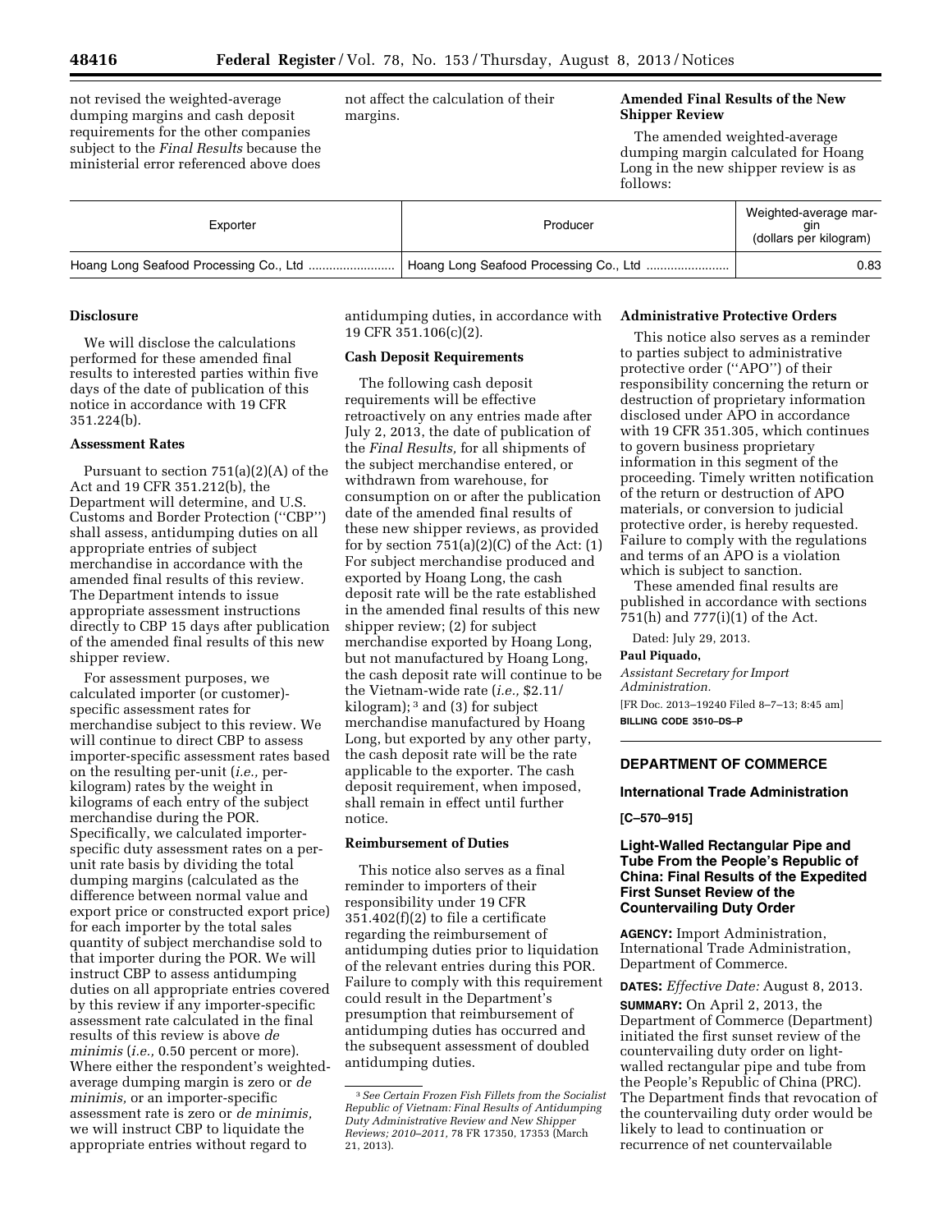not revised the weighted-average dumping margins and cash deposit requirements for the other companies subject to the *Final Results* because the ministerial error referenced above does not affect the calculation of their margins.

### Amended Final Results of the New Shipper Review

The amended weighted-average dumping margin calculated for Hoang Long in the new shipper review is as follows:

| Exporter | Producer | Weighted-average margin (dollars per kilogram) |
| --- | --- | --- |
| Hoang Long Seafood Processing Co., Ltd | Hoang Long Seafood Processing Co., Ltd | 0.83 |

### Disclosure

We will disclose the calculations performed for these amended final results to interested parties within five days of the date of publication of this notice in accordance with 19 CFR 351.224(b).

### Assessment Rates

Pursuant to section 751(a)(2)(A) of the Act and 19 CFR 351.212(b), the Department will determine, and U.S. Customs and Border Protection (''CBP'') shall assess, antidumping duties on all appropriate entries of subject merchandise in accordance with the amended final results of this review. The Department intends to issue appropriate assessment instructions directly to CBP 15 days after publication of the amended final results of this new shipper review.

For assessment purposes, we calculated importer (or customer)-specific assessment rates for merchandise subject to this review. We will continue to direct CBP to assess importer-specific assessment rates based on the resulting per-unit (*i.e.,* per-kilogram) rates by the weight in kilograms of each entry of the subject merchandise during the POR. Specifically, we calculated importer-specific duty assessment rates on a per-unit rate basis by dividing the total dumping margins (calculated as the difference between normal value and export price or constructed export price) for each importer by the total sales quantity of subject merchandise sold to that importer during the POR. We will instruct CBP to assess antidumping duties on all appropriate entries covered by this review if any importer-specific assessment rate calculated in the final results of this review is above *de minimis* (*i.e.,* 0.50 percent or more). Where either the respondent's weighted-average dumping margin is zero or *de minimis,* or an importer-specific assessment rate is zero or *de minimis,* we will instruct CBP to liquidate the appropriate entries without regard to antidumping duties, in accordance with 19 CFR 351.106(c)(2).

### Cash Deposit Requirements

The following cash deposit requirements will be effective retroactively on any entries made after July 2, 2013, the date of publication of the *Final Results,* for all shipments of the subject merchandise entered, or withdrawn from warehouse, for consumption on or after the publication date of the amended final results of these new shipper reviews, as provided for by section 751(a)(2)(C) of the Act: (1) For subject merchandise produced and exported by Hoang Long, the cash deposit rate will be the rate established in the amended final results of this new shipper review; (2) for subject merchandise exported by Hoang Long, but not manufactured by Hoang Long, the cash deposit rate will continue to be the Vietnam-wide rate (*i.e.,* $2.11/kilogram);[3] and (3) for subject merchandise manufactured by Hoang Long, but exported by any other party, the cash deposit rate will be the rate applicable to the exporter. The cash deposit requirement, when imposed, shall remain in effect until further notice.

### Reimbursement of Duties

This notice also serves as a final reminder to importers of their responsibility under 19 CFR 351.402(f)(2) to file a certificate regarding the reimbursement of antidumping duties prior to liquidation of the relevant entries during this POR. Failure to comply with this requirement could result in the Department's presumption that reimbursement of antidumping duties has occurred and the subsequent assessment of doubled antidumping duties.

[3] *See Certain Frozen Fish Fillets from the Socialist Republic of Vietnam: Final Results of Antidumping Duty Administrative Review and New Shipper Reviews; 2010–2011,* 78 FR 17350, 17353 (March 21, 2013).

### Administrative Protective Orders

This notice also serves as a reminder to parties subject to administrative protective order (''APO'') of their responsibility concerning the return or destruction of proprietary information disclosed under APO in accordance with 19 CFR 351.305, which continues to govern business proprietary information in this segment of the proceeding. Timely written notification of the return or destruction of APO materials, or conversion to judicial protective order, is hereby requested. Failure to comply with the regulations and terms of an APO is a violation which is subject to sanction.

These amended final results are published in accordance with sections 751(h) and 777(i)(1) of the Act.

Dated: July 29, 2013.

**Paul Piquado,**

*Assistant Secretary for Import Administration.*

[FR Doc. 2013–19240 Filed 8–7–13; 8:45 am]

**BILLING CODE 3510–DS–P**

---

## DEPARTMENT OF COMMERCE

### International Trade Administration

**[C–570–915]**

### Light-Walled Rectangular Pipe and Tube From the People's Republic of China: Final Results of the Expedited First Sunset Review of the Countervailing Duty Order

**AGENCY:** Import Administration, International Trade Administration, Department of Commerce.

**DATES:** *Effective Date:* August 8, 2013.

**SUMMARY:** On April 2, 2013, the Department of Commerce (Department) initiated the first sunset review of the countervailing duty order on light-walled rectangular pipe and tube from the People's Republic of China (PRC). The Department finds that revocation of the countervailing duty order would be likely to lead to continuation or recurrence of net countervailable